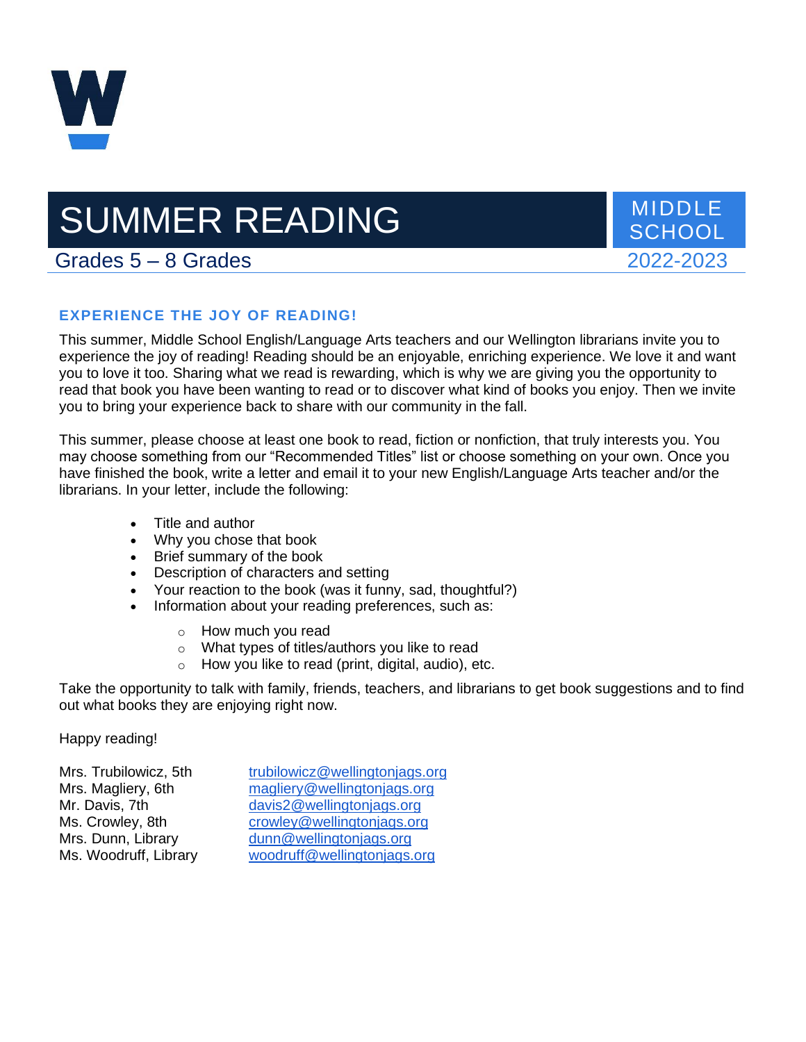# SUMMER READING

MIDDLE SCHOOL

Grades 5 – 8 Grades

2022-2023

## EXPERIENCE THE JOY OF READING!

This summer, Middle School English/Language Arts teachers and our Wellington librarians invite you to experience the joy of reading! Reading should be an enjoyable, enriching experience. We love it and want you to love it too. Sharing what we read is rewarding, which is why we are giving you the opportunity to read that book you have been wanting to read or to discover what kind of books you enjoy. Then we invite you to bring your experience back to share with our community in the fall.

This summer, please choose at least one book to read, fiction or nonfiction, that truly interests you. You may choose something from our "Recommended Titles" list or choose something on your own. Once you have finished the book, write a letter and email it to your new English/Language Arts teacher and/or the librarians. In your letter, include the following:

- Title and author
- Why you chose that book
- Brief summary of the book
- Description of characters and setting
- Your reaction to the book (was it funny, sad, thoughtful?)
- Information about your reading preferences, such as:
  - How much you read
  - What types of titles/authors you like to read
  - How you like to read (print, digital, audio), etc.

Take the opportunity to talk with family, friends, teachers, and librarians to get book suggestions and to find out what books they are enjoying right now.

Happy reading!

| | |
|---|---|
| Mrs. Trubilowicz, 5th | trubilowicz@wellingtonjags.org |
| Mrs. Magliery, 6th | magliery@wellingtonjags.org |
| Mr. Davis, 7th | davis2@wellingtonjags.org |
| Ms. Crowley, 8th | crowley@wellingtonjags.org |
| Mrs. Dunn, Library | dunn@wellingtonjags.org |
| Ms. Woodruff, Library | woodruff@wellingtonjags.org |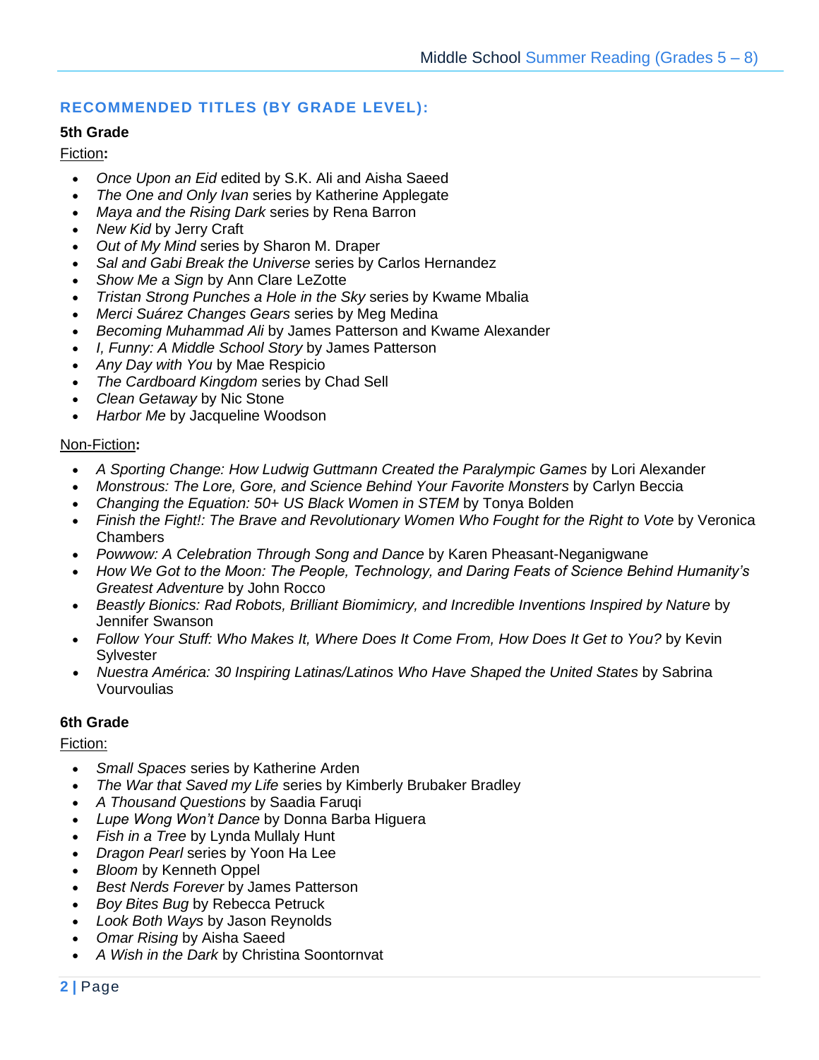## RECOMMENDED TITLES (BY GRADE LEVEL):

**5th Grade**

Fiction**:**

- *Once Upon an Eid* edited by S.K. Ali and Aisha Saeed
- *The One and Only Ivan* series by Katherine Applegate
- *Maya and the Rising Dark* series by Rena Barron
- *New Kid* by Jerry Craft
- *Out of My Mind* series by Sharon M. Draper
- *Sal and Gabi Break the Universe* series by Carlos Hernandez
- *Show Me a Sign* by Ann Clare LeZotte
- *Tristan Strong Punches a Hole in the Sky* series by Kwame Mbalia
- *Merci Suárez Changes Gears* series by Meg Medina
- *Becoming Muhammad Ali* by James Patterson and Kwame Alexander
- *I, Funny: A Middle School Story* by James Patterson
- *Any Day with You* by Mae Respicio
- *The Cardboard Kingdom* series by Chad Sell
- *Clean Getaway* by Nic Stone
- *Harbor Me* by Jacqueline Woodson

Non-Fiction**:**

- *A Sporting Change: How Ludwig Guttmann Created the Paralympic Games* by Lori Alexander
- *Monstrous: The Lore, Gore, and Science Behind Your Favorite Monsters* by Carlyn Beccia
- *Changing the Equation: 50+ US Black Women in STEM* by Tonya Bolden
- *Finish the Fight!: The Brave and Revolutionary Women Who Fought for the Right to Vote* by Veronica Chambers
- *Powwow: A Celebration Through Song and Dance* by Karen Pheasant-Neganigwane
- *How We Got to the Moon: The People, Technology, and Daring Feats of Science Behind Humanity's Greatest Adventure* by John Rocco
- *Beastly Bionics: Rad Robots, Brilliant Biomimicry, and Incredible Inventions Inspired by Nature* by Jennifer Swanson
- *Follow Your Stuff: Who Makes It, Where Does It Come From, How Does It Get to You?* by Kevin Sylvester
- *Nuestra América: 30 Inspiring Latinas/Latinos Who Have Shaped the United States* by Sabrina Vourvoulias

**6th Grade**

Fiction:

- *Small Spaces* series by Katherine Arden
- *The War that Saved my Life* series by Kimberly Brubaker Bradley
- *A Thousand Questions* by Saadia Faruqi
- *Lupe Wong Won't Dance* by Donna Barba Higuera
- *Fish in a Tree* by Lynda Mullaly Hunt
- *Dragon Pearl* series by Yoon Ha Lee
- *Bloom* by Kenneth Oppel
- *Best Nerds Forever* by James Patterson
- *Boy Bites Bug* by Rebecca Petruck
- *Look Both Ways* by Jason Reynolds
- *Omar Rising* by Aisha Saeed
- *A Wish in the Dark* by Christina Soontornvat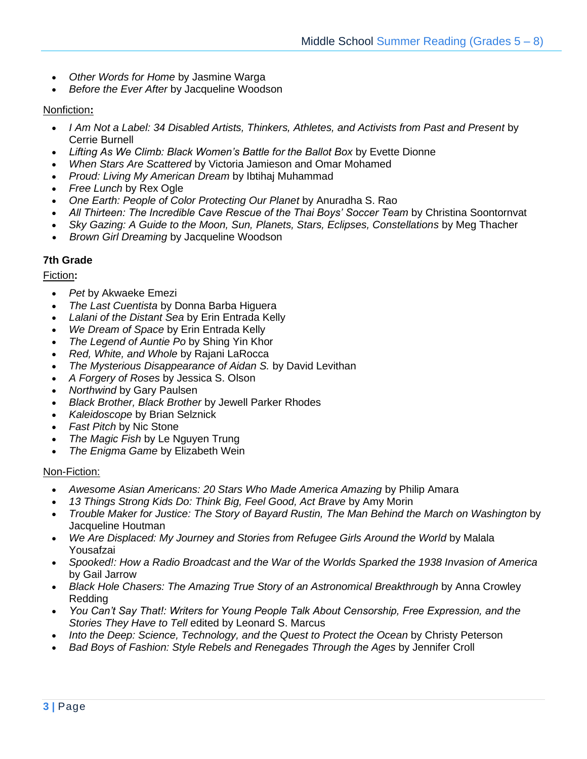- *Other Words for Home* by Jasmine Warga
- *Before the Ever After* by Jacqueline Woodson

Nonfiction**:**

- *I Am Not a Label: 34 Disabled Artists, Thinkers, Athletes, and Activists from Past and Present* by Cerrie Burnell
- *Lifting As We Climb: Black Women's Battle for the Ballot Box* by Evette Dionne
- *When Stars Are Scattered* by Victoria Jamieson and Omar Mohamed
- *Proud: Living My American Dream* by Ibtihaj Muhammad
- *Free Lunch* by Rex Ogle
- *One Earth: People of Color Protecting Our Planet* by Anuradha S. Rao
- *All Thirteen: The Incredible Cave Rescue of the Thai Boys' Soccer Team* by Christina Soontornvat
- *Sky Gazing: A Guide to the Moon, Sun, Planets, Stars, Eclipses, Constellations* by Meg Thacher
- *Brown Girl Dreaming* by Jacqueline Woodson

**7th Grade**

Fiction**:**

- *Pet* by Akwaeke Emezi
- *The Last Cuentista* by Donna Barba Higuera
- *Lalani of the Distant Sea* by Erin Entrada Kelly
- *We Dream of Space* by Erin Entrada Kelly
- *The Legend of Auntie Po* by Shing Yin Khor
- *Red, White, and Whole* by Rajani LaRocca
- *The Mysterious Disappearance of Aidan S.* by David Levithan
- *A Forgery of Roses* by Jessica S. Olson
- *Northwind* by Gary Paulsen
- *Black Brother, Black Brother* by Jewell Parker Rhodes
- *Kaleidoscope* by Brian Selznick
- *Fast Pitch* by Nic Stone
- *The Magic Fish* by Le Nguyen Trung
- *The Enigma Game* by Elizabeth Wein

Non-Fiction:

- *Awesome Asian Americans: 20 Stars Who Made America Amazing* by Philip Amara
- *13 Things Strong Kids Do: Think Big, Feel Good, Act Brave* by Amy Morin
- *Trouble Maker for Justice: The Story of Bayard Rustin, The Man Behind the March on Washington* by Jacqueline Houtman
- *We Are Displaced: My Journey and Stories from Refugee Girls Around the World* by Malala Yousafzai
- *Spooked!: How a Radio Broadcast and the War of the Worlds Sparked the 1938 Invasion of America* by Gail Jarrow
- *Black Hole Chasers: The Amazing True Story of an Astronomical Breakthrough* by Anna Crowley Redding
- *You Can't Say That!: Writers for Young People Talk About Censorship, Free Expression, and the Stories They Have to Tell* edited by Leonard S. Marcus
- *Into the Deep: Science, Technology, and the Quest to Protect the Ocean* by Christy Peterson
- *Bad Boys of Fashion: Style Rebels and Renegades Through the Ages* by Jennifer Croll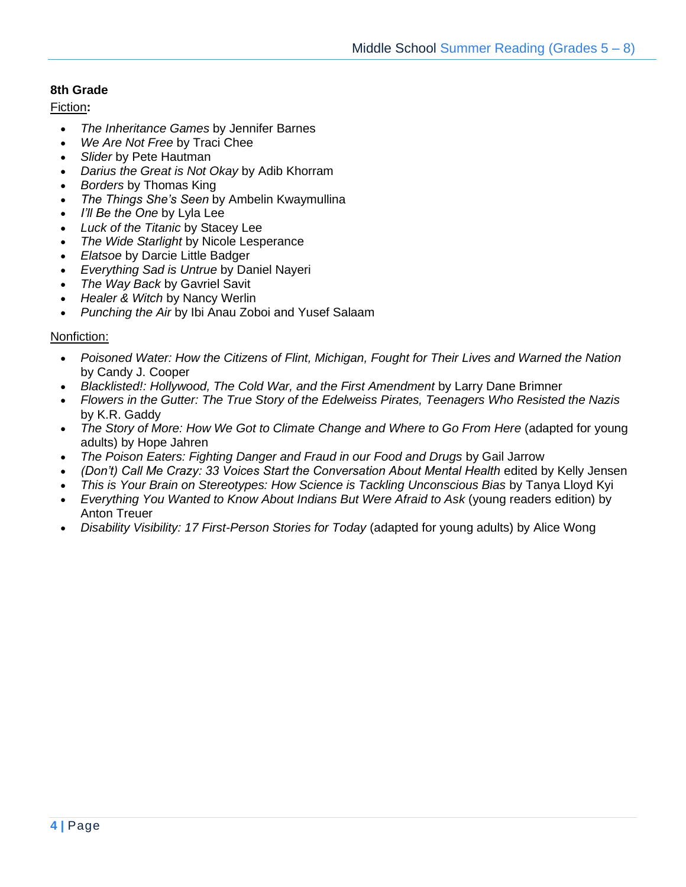**8th Grade**

Fiction**:**

- *The Inheritance Games* by Jennifer Barnes
- *We Are Not Free* by Traci Chee
- *Slider* by Pete Hautman
- *Darius the Great is Not Okay* by Adib Khorram
- *Borders* by Thomas King
- *The Things She's Seen* by Ambelin Kwaymullina
- *I'll Be the One* by Lyla Lee
- *Luck of the Titanic* by Stacey Lee
- *The Wide Starlight* by Nicole Lesperance
- *Elatsoe* by Darcie Little Badger
- *Everything Sad is Untrue* by Daniel Nayeri
- *The Way Back* by Gavriel Savit
- *Healer & Witch* by Nancy Werlin
- *Punching the Air* by Ibi Anau Zoboi and Yusef Salaam

Nonfiction:

- *Poisoned Water: How the Citizens of Flint, Michigan, Fought for Their Lives and Warned the Nation* by Candy J. Cooper
- *Blacklisted!: Hollywood, The Cold War, and the First Amendment* by Larry Dane Brimner
- *Flowers in the Gutter: The True Story of the Edelweiss Pirates, Teenagers Who Resisted the Nazis* by K.R. Gaddy
- *The Story of More: How We Got to Climate Change and Where to Go From Here* (adapted for young adults) by Hope Jahren
- *The Poison Eaters: Fighting Danger and Fraud in our Food and Drugs* by Gail Jarrow
- *(Don't) Call Me Crazy: 33 Voices Start the Conversation About Mental Health* edited by Kelly Jensen
- *This is Your Brain on Stereotypes: How Science is Tackling Unconscious Bias* by Tanya Lloyd Kyi
- *Everything You Wanted to Know About Indians But Were Afraid to Ask* (young readers edition) by Anton Treuer
- *Disability Visibility: 17 First-Person Stories for Today* (adapted for young adults) by Alice Wong